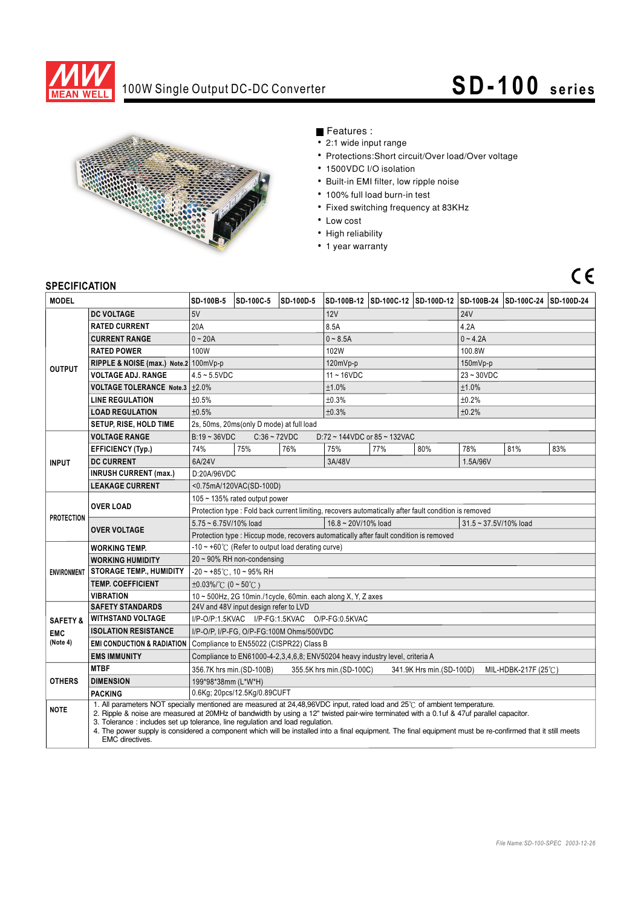# 100W Single Output DC-DC Converter

# SD-100 series

■ Features :

- 2:1 wide input range
- Protections:Short circuit/Over load/Over voltage
- 1500VDC I/O isolation
- Built-in EMI filter, low ripple noise
- 100% full load burn-in test
- Fixed switching frequency at 83KHz
- Low cost
- High reliability
- 1 year warranty

## SPECIFICATION

| MODEL | | SD-100B-5 | SD-100C-5 | SD-100D-5 | SD-100B-12 | SD-100C-12 | SD-100D-12 | SD-100B-24 | SD-100C-24 | SD-100D-24 |
|---|---|---|---|---|---|---|---|---|---|---|
| OUTPUT | DC VOLTAGE | 5V | | | 12V | | | 24V | | |
| | RATED CURRENT | 20A | | | 8.5A | | | 4.2A | | |
| | CURRENT RANGE | 0 ~ 20A | | | 0 ~ 8.5A | | | 0 ~ 4.2A | | |
| | RATED POWER | 100W | | | 102W | | | 100.8W | | |
| | RIPPLE & NOISE (max.) Note.2 | 100mVp-p | | | 120mVp-p | | | 150mVp-p | | |
| | VOLTAGE ADJ. RANGE | 4.5 ~ 5.5VDC | | | 11 ~ 16VDC | | | 23 ~ 30VDC | | |
| | VOLTAGE TOLERANCE Note.3 | ±2.0% | | | ±1.0% | | | ±1.0% | | |
| | LINE REGULATION | ±0.5% | | | ±0.3% | | | ±0.2% | | |
| | LOAD REGULATION | ±0.5% | | | ±0.3% | | | ±0.2% | | |
| | SETUP, RISE, HOLD TIME | 2s, 50ms, 20ms(only D mode) at full load | | | | | | | | |
| INPUT | VOLTAGE RANGE | B:19 ~ 36VDC C:36 ~ 72VDC D:72 ~ 144VDC or 85 ~ 132VAC | | | | | | | | |
| | EFFICIENCY (Typ.) | 74% | 75% | 76% | 75% | 77% | 80% | 78% | 81% | 83% |
| | DC CURRENT | 6A/24V | | | 3A/48V | | | 1.5A/96V | | |
| | INRUSH CURRENT (max.) | D:20A/96VDC | | | | | | | | |
| | LEAKAGE CURRENT | <0.75mA/120VAC(SD-100D) | | | | | | | | |
| PROTECTION | OVER LOAD | 105 ~ 135% rated output power | | | | | | | | |
| | | Protection type : Fold back current limiting, recovers automatically after fault condition is removed | | | | | | | | |
| | OVER VOLTAGE | 5.75 ~ 6.75V/10% load | | | 16.8 ~ 20V/10% load | | | 31.5 ~ 37.5V/10% load | | |
| | | Protection type : Hiccup mode, recovers automatically after fault condition is removed | | | | | | | | |
| ENVIRONMENT | WORKING TEMP. | -10 ~ +60℃ (Refer to output load derating curve) | | | | | | | | |
| | WORKING HUMIDITY | 20 ~ 90% RH non-condensing | | | | | | | | |
| | STORAGE TEMP., HUMIDITY | -20 ~ +85℃, 10 ~ 95% RH | | | | | | | | |
| | TEMP. COEFFICIENT | ±0.03%/℃ (0 ~ 50℃) | | | | | | | | |
| | VIBRATION | 10 ~ 500Hz, 2G 10min./1cycle, 60min. each along X, Y, Z axes | | | | | | | | |
| SAFETY & EMC (Note 4) | SAFETY STANDARDS | 24V and 48V input design refer to LVD | | | | | | | | |
| | WITHSTAND VOLTAGE | I/P-O/P:1.5KVAC I/P-FG:1.5KVAC O/P-FG:0.5KVAC | | | | | | | | |
| | ISOLATION RESISTANCE | I/P-O/P, I/P-FG, O/P-FG:100M Ohms/500VDC | | | | | | | | |
| | EMI CONDUCTION & RADIATION | Compliance to EN55022 (CISPR22) Class B | | | | | | | | |
| | EMS IMMUNITY | Compliance to EN61000-4-2,3,4,6,8; ENV50204 heavy industry level, criteria A | | | | | | | | |
| OTHERS | MTBF | 356.7K hrs min.(SD-100B) 355.5K hrs min.(SD-100C) 341.9K Hrs min.(SD-100D) MIL-HDBK-217F (25℃) | | | | | | | | |
| | DIMENSION | 199\*98\*38mm (L\*W\*H) | | | | | | | | |
| | PACKING | 0.6Kg; 20pcs/12.5Kg/0.89CUFT | | | | | | | | |
| NOTE | | 1. All parameters NOT specially mentioned are measured at 24,48,96VDC input, rated load and 25℃ of ambient temperature. 2. Ripple & noise are measured at 20MHz of bandwidth by using a 12" twisted pair-wire terminated with a 0.1uf & 47uf parallel capacitor. 3. Tolerance : includes set up tolerance, line regulation and load regulation. 4. The power supply is considered a component which will be installed into a final equipment. The final equipment must be re-confirmed that it still meets EMC directives. | | | | | | | | |

*File Name:SD-100-SPEC 2003-12-26*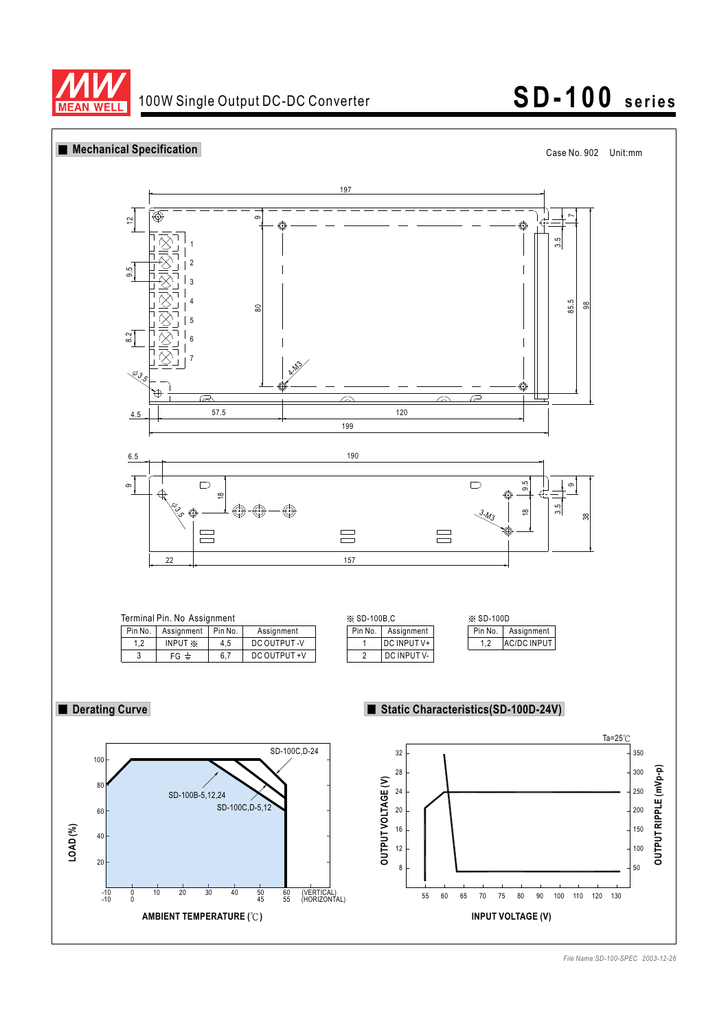# 100W Single Output DC-DC Converter

# SD-100 series

## Mechanical Specification

Case No. 902 Unit:mm

197

12

9

7

1
2
3
4
5
6
7

9.5

8.2

3.5

80

85.5

98

4-M3

φ3.5

4.5

57.5

120

199

6.5

190

9

18

9.5

9

3.5

38

18

φ3.5

3-M3

22

157

Terminal Pin. No Assignment

| Pin No. | Assignment | Pin No. | Assignment |
|---|---|---|---|
| 1,2 | INPUT ※ | 4,5 | DC OUTPUT -V |
| 3 | FG ⏚ | 6,7 | DC OUTPUT +V |

※ SD-100B,C

| Pin No. | Assignment |
|---|---|
| 1 | DC INPUT V+ |
| 2 | DC INPUT V- |

※ SD-100D

| Pin No. | Assignment |
|---|---|
| 1,2 | AC/DC INPUT |

## Derating Curve

LOAD (%)

100
80
60
40
20

SD-100C,D-24

SD-100B-5,12,24

SD-100C,D-5,12

-10 0 10 20 30 40 50 60 (VERTICAL)
-10 0 45 55 (HORIZONTAL)

AMBIENT TEMPERATURE (℃)

## Static Characteristics(SD-100D-24V)

Ta=25℃

OUTPUT VOLTAGE (V)

32
28
24
20
16
12
8

OUTPUT RIPPLE (mVp-p)

350
300
250
200
150
100
50

55 60 65 70 75 80 90 100 110 120 130

INPUT VOLTAGE (V)

*File Name:SD-100-SPEC 2003-12-26*